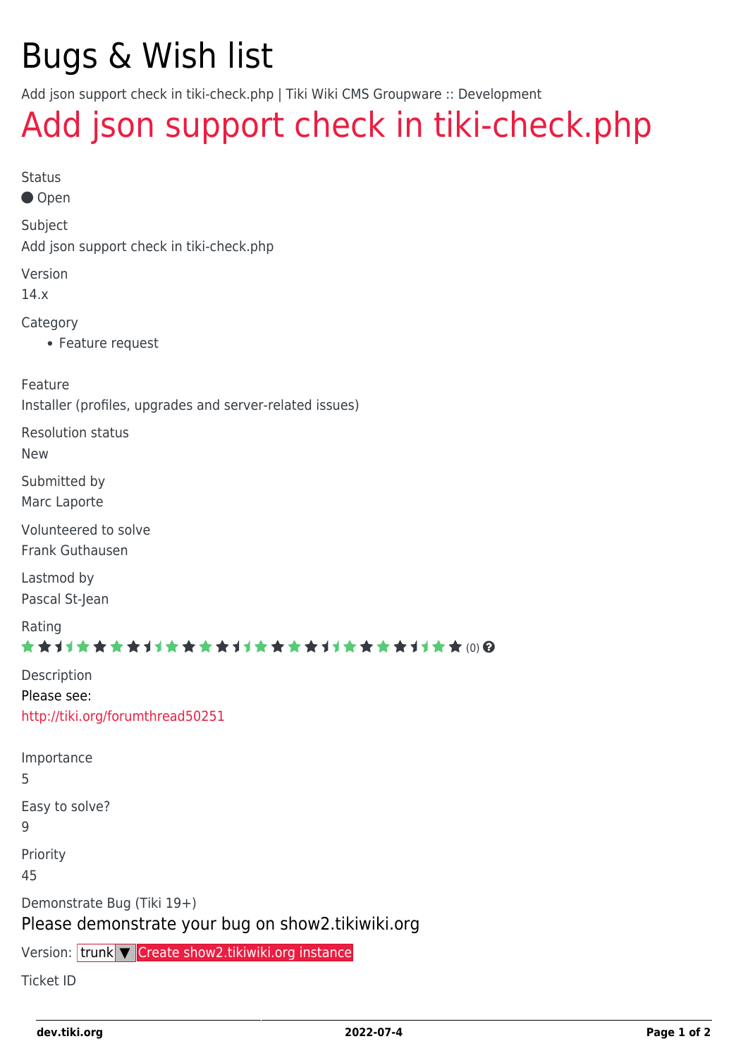# Bugs & Wish list

Add json support check in tiki-check.php | Tiki Wiki CMS Groupware :: Development

## Add json support check in tiki-check.php

Status

● Open

Subject

Add json support check in tiki-check.php

Version

14.x

Category

- Feature request

Feature

Installer (profiles, upgrades and server-related issues)

Resolution status

New

Submitted by

Marc Laporte

Volunteered to solve

Frank Guthausen

Lastmod by

Pascal St-Jean

Rating

(0)

Description

Please see:

http://tiki.org/forumthread50251

Importance

5

Easy to solve?

9

Priority

45

Demonstrate Bug (Tiki 19+)

Please demonstrate your bug on show2.tikiwiki.org

Version: trunk ▼ Create show2.tikiwiki.org instance

Ticket ID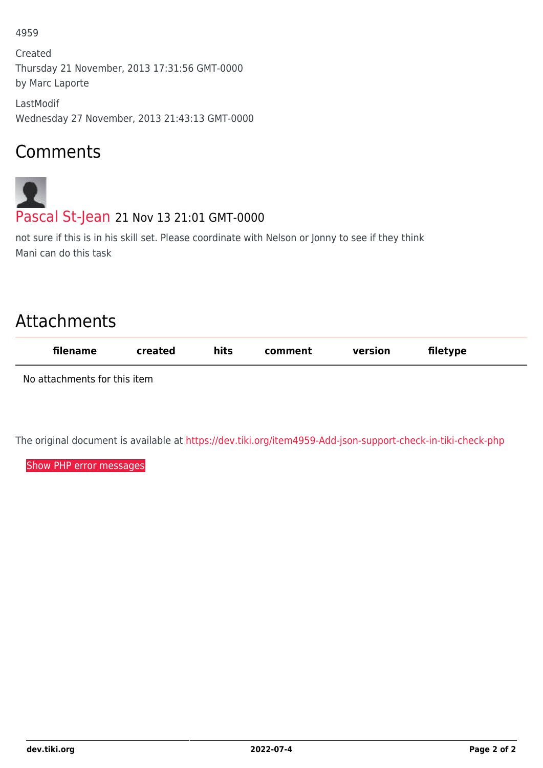4959

Created
Thursday 21 November, 2013 17:31:56 GMT-0000
by Marc Laporte

LastModif
Wednesday 27 November, 2013 21:43:13 GMT-0000

## Comments

Pascal St-Jean 21 Nov 13 21:01 GMT-0000

not sure if this is in his skill set. Please coordinate with Nelson or Jonny to see if they think Mani can do this task

## Attachments

| filename | created | hits | comment | version | filetype |
| --- | --- | --- | --- | --- | --- |
| No attachments for this item | | | | | |

The original document is available at https://dev.tiki.org/item4959-Add-json-support-check-in-tiki-check-php

Show PHP error messages